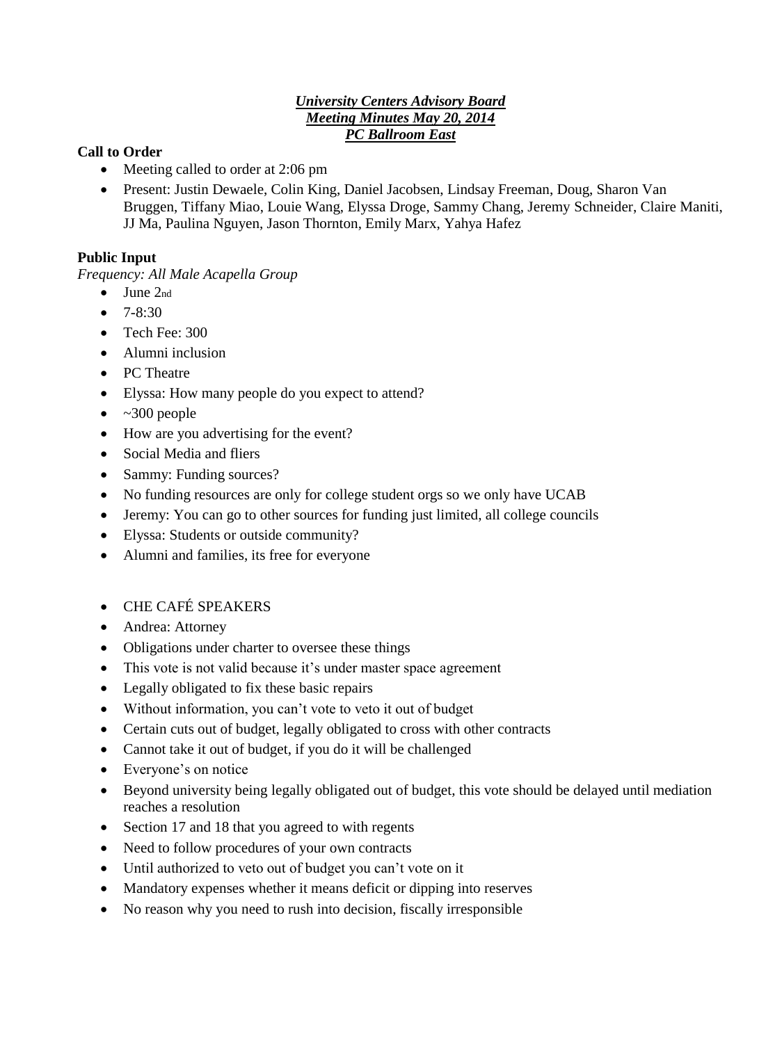***University Centers Advisory Board***
***Meeting Minutes May 20, 2014***
***PC Ballroom East***

**Call to Order**

- Meeting called to order at 2:06 pm
- Present: Justin Dewaele, Colin King, Daniel Jacobsen, Lindsay Freeman, Doug, Sharon Van Bruggen, Tiffany Miao, Louie Wang, Elyssa Droge, Sammy Chang, Jeremy Schneider, Claire Maniti, JJ Ma, Paulina Nguyen, Jason Thornton, Emily Marx, Yahya Hafez

**Public Input**

*Frequency: All Male Acapella Group*

- June 2nd
- 7-8:30
- Tech Fee: 300
- Alumni inclusion
- PC Theatre
- Elyssa: How many people do you expect to attend?
- ~300 people
- How are you advertising for the event?
- Social Media and fliers
- Sammy: Funding sources?
- No funding resources are only for college student orgs so we only have UCAB
- Jeremy: You can go to other sources for funding just limited, all college councils
- Elyssa: Students or outside community?
- Alumni and families, its free for everyone

- CHE CAFÉ SPEAKERS
- Andrea: Attorney
- Obligations under charter to oversee these things
- This vote is not valid because it's under master space agreement
- Legally obligated to fix these basic repairs
- Without information, you can't vote to veto it out of budget
- Certain cuts out of budget, legally obligated to cross with other contracts
- Cannot take it out of budget, if you do it will be challenged
- Everyone's on notice
- Beyond university being legally obligated out of budget, this vote should be delayed until mediation reaches a resolution
- Section 17 and 18 that you agreed to with regents
- Need to follow procedures of your own contracts
- Until authorized to veto out of budget you can't vote on it
- Mandatory expenses whether it means deficit or dipping into reserves
- No reason why you need to rush into decision, fiscally irresponsible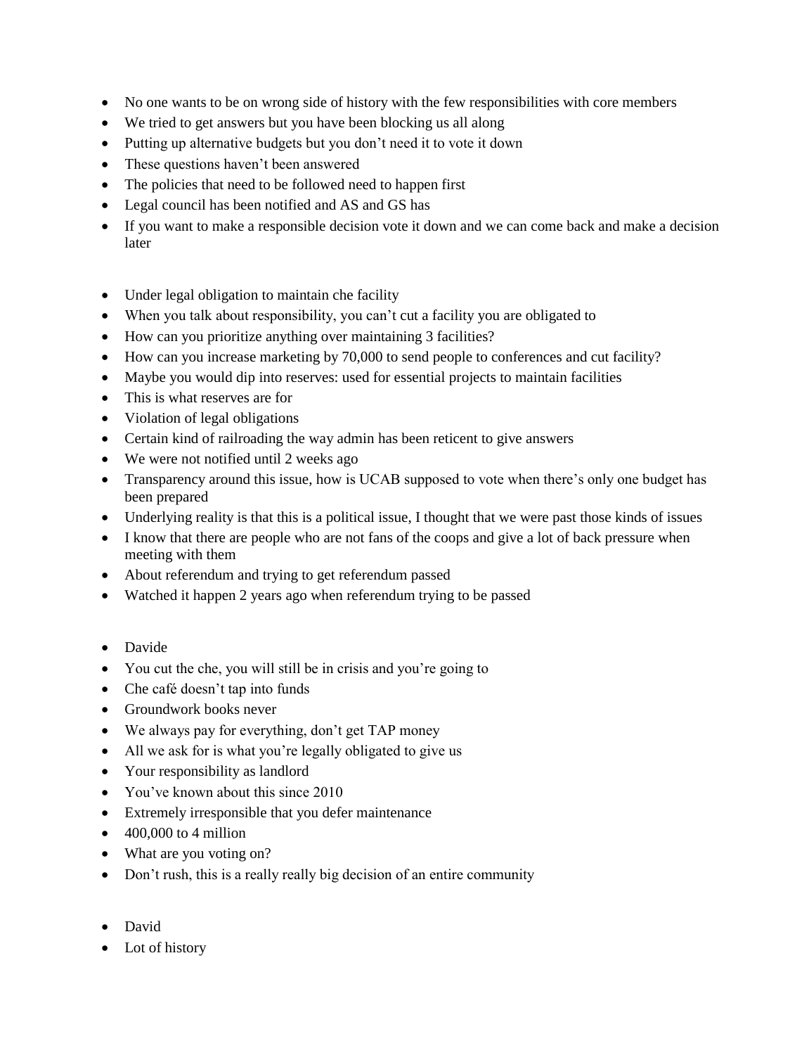- No one wants to be on wrong side of history with the few responsibilities with core members
- We tried to get answers but you have been blocking us all along
- Putting up alternative budgets but you don't need it to vote it down
- These questions haven't been answered
- The policies that need to be followed need to happen first
- Legal council has been notified and AS and GS has
- If you want to make a responsible decision vote it down and we can come back and make a decision later

- Under legal obligation to maintain che facility
- When you talk about responsibility, you can't cut a facility you are obligated to
- How can you prioritize anything over maintaining 3 facilities?
- How can you increase marketing by 70,000 to send people to conferences and cut facility?
- Maybe you would dip into reserves: used for essential projects to maintain facilities
- This is what reserves are for
- Violation of legal obligations
- Certain kind of railroading the way admin has been reticent to give answers
- We were not notified until 2 weeks ago
- Transparency around this issue, how is UCAB supposed to vote when there's only one budget has been prepared
- Underlying reality is that this is a political issue, I thought that we were past those kinds of issues
- I know that there are people who are not fans of the coops and give a lot of back pressure when meeting with them
- About referendum and trying to get referendum passed
- Watched it happen 2 years ago when referendum trying to be passed

- Davide
- You cut the che, you will still be in crisis and you're going to
- Che café doesn't tap into funds
- Groundwork books never
- We always pay for everything, don't get TAP money
- All we ask for is what you're legally obligated to give us
- Your responsibility as landlord
- You've known about this since 2010
- Extremely irresponsible that you defer maintenance
- 400,000 to 4 million
- What are you voting on?
- Don't rush, this is a really really big decision of an entire community

- David
- Lot of history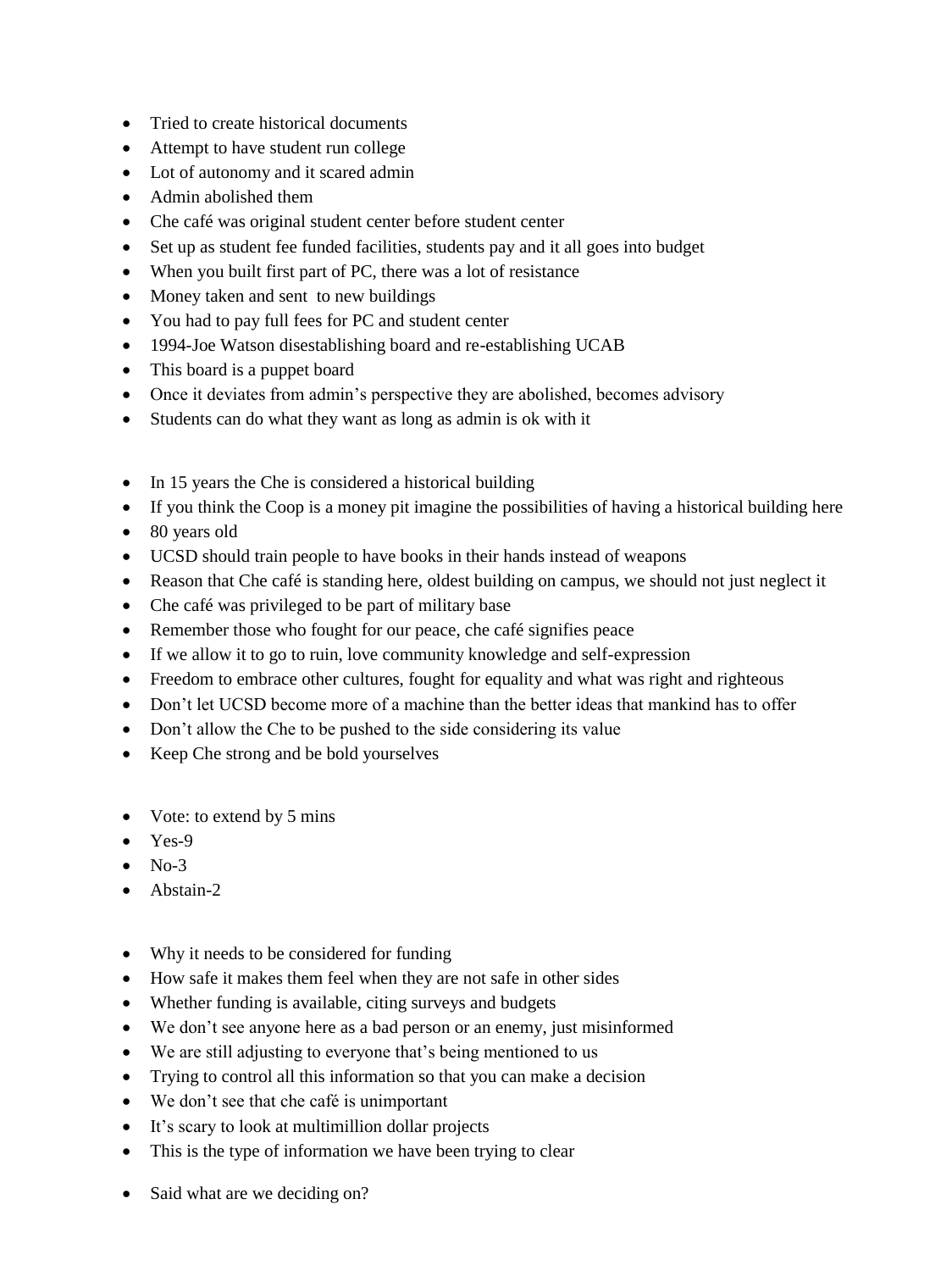- Tried to create historical documents
- Attempt to have student run college
- Lot of autonomy and it scared admin
- Admin abolished them
- Che café was original student center before student center
- Set up as student fee funded facilities, students pay and it all goes into budget
- When you built first part of PC, there was a lot of resistance
- Money taken and sent  to new buildings
- You had to pay full fees for PC and student center
- 1994-Joe Watson disestablishing board and re-establishing UCAB
- This board is a puppet board
- Once it deviates from admin's perspective they are abolished, becomes advisory
- Students can do what they want as long as admin is ok with it

- In 15 years the Che is considered a historical building
- If you think the Coop is a money pit imagine the possibilities of having a historical building here
- 80 years old
- UCSD should train people to have books in their hands instead of weapons
- Reason that Che café is standing here, oldest building on campus, we should not just neglect it
- Che café was privileged to be part of military base
- Remember those who fought for our peace, che café signifies peace
- If we allow it to go to ruin, love community knowledge and self-expression
- Freedom to embrace other cultures, fought for equality and what was right and righteous
- Don't let UCSD become more of a machine than the better ideas that mankind has to offer
- Don't allow the Che to be pushed to the side considering its value
- Keep Che strong and be bold yourselves

- Vote: to extend by 5 mins
- Yes-9
- No-3
- Abstain-2

- Why it needs to be considered for funding
- How safe it makes them feel when they are not safe in other sides
- Whether funding is available, citing surveys and budgets
- We don't see anyone here as a bad person or an enemy, just misinformed
- We are still adjusting to everyone that's being mentioned to us
- Trying to control all this information so that you can make a decision
- We don't see that che café is unimportant
- It's scary to look at multimillion dollar projects
- This is the type of information we have been trying to clear

- Said what are we deciding on?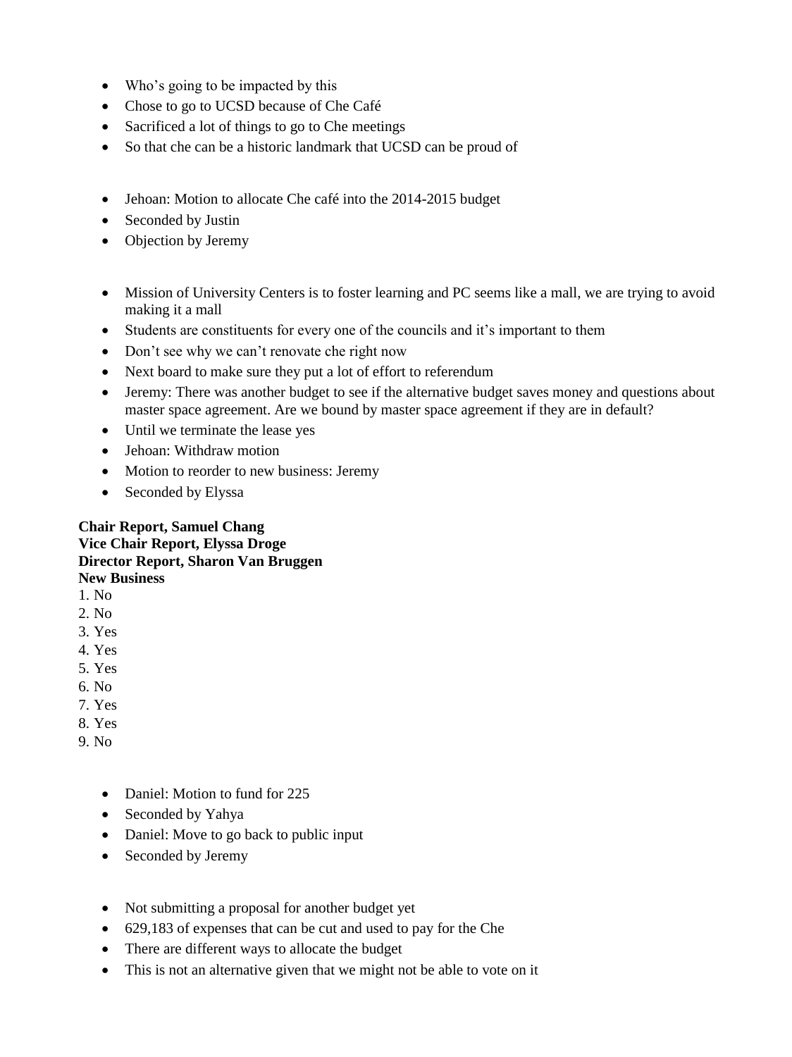- Who's going to be impacted by this
- Chose to go to UCSD because of Che Café
- Sacrificed a lot of things to go to Che meetings
- So that che can be a historic landmark that UCSD can be proud of

- Jehoan: Motion to allocate Che café into the 2014-2015 budget
- Seconded by Justin
- Objection by Jeremy

- Mission of University Centers is to foster learning and PC seems like a mall, we are trying to avoid making it a mall
- Students are constituents for every one of the councils and it's important to them
- Don't see why we can't renovate che right now
- Next board to make sure they put a lot of effort to referendum
- Jeremy: There was another budget to see if the alternative budget saves money and questions about master space agreement. Are we bound by master space agreement if they are in default?
- Until we terminate the lease yes
- Jehoan: Withdraw motion
- Motion to reorder to new business: Jeremy
- Seconded by Elyssa

**Chair Report, Samuel Chang**
**Vice Chair Report, Elyssa Droge**
**Director Report, Sharon Van Bruggen**
**New Business**

1. No
2. No
3. Yes
4. Yes
5. Yes
6. No
7. Yes
8. Yes
9. No

- Daniel: Motion to fund for 225
- Seconded by Yahya
- Daniel: Move to go back to public input
- Seconded by Jeremy

- Not submitting a proposal for another budget yet
- 629,183 of expenses that can be cut and used to pay for the Che
- There are different ways to allocate the budget
- This is not an alternative given that we might not be able to vote on it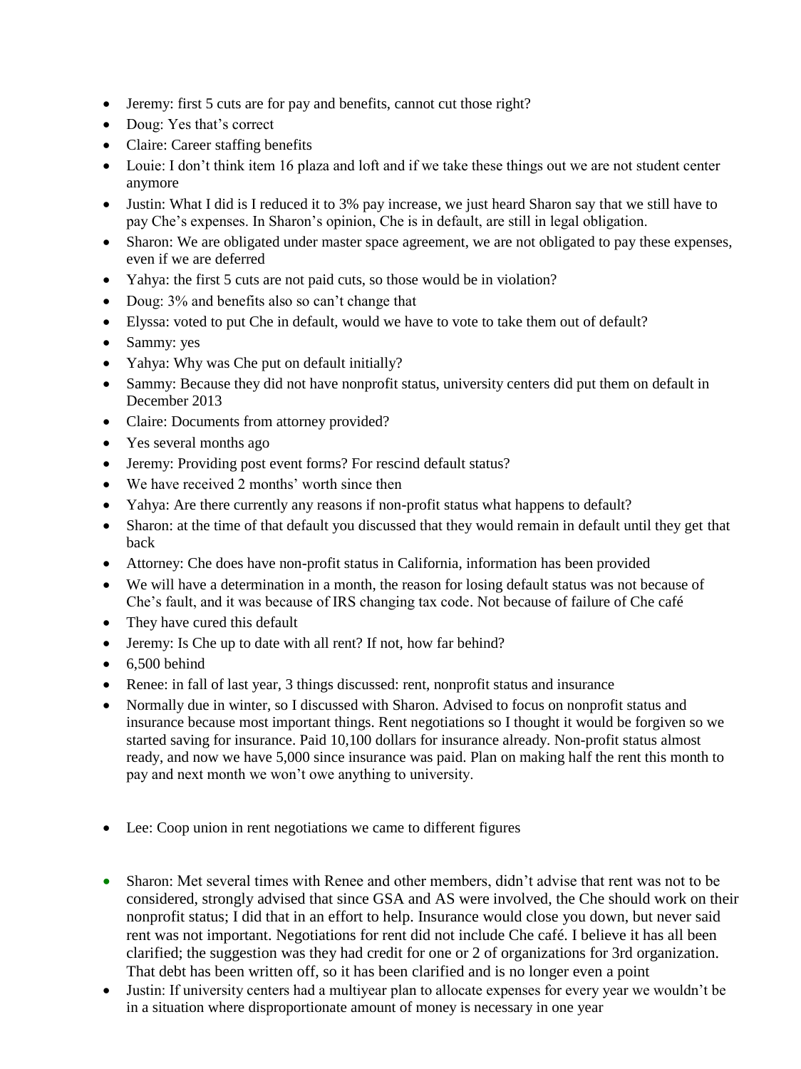- Jeremy: first 5 cuts are for pay and benefits, cannot cut those right?
- Doug: Yes that's correct
- Claire: Career staffing benefits
- Louie: I don't think item 16 plaza and loft and if we take these things out we are not student center anymore
- Justin: What I did is I reduced it to 3% pay increase, we just heard Sharon say that we still have to pay Che's expenses. In Sharon's opinion, Che is in default, are still in legal obligation.
- Sharon: We are obligated under master space agreement, we are not obligated to pay these expenses, even if we are deferred
- Yahya: the first 5 cuts are not paid cuts, so those would be in violation?
- Doug: 3% and benefits also so can't change that
- Elyssa: voted to put Che in default, would we have to vote to take them out of default?
- Sammy: yes
- Yahya: Why was Che put on default initially?
- Sammy: Because they did not have nonprofit status, university centers did put them on default in December 2013
- Claire: Documents from attorney provided?
- Yes several months ago
- Jeremy: Providing post event forms? For rescind default status?
- We have received 2 months' worth since then
- Yahya: Are there currently any reasons if non-profit status what happens to default?
- Sharon: at the time of that default you discussed that they would remain in default until they get that back
- Attorney: Che does have non-profit status in California, information has been provided
- We will have a determination in a month, the reason for losing default status was not because of Che's fault, and it was because of IRS changing tax code. Not because of failure of Che café
- They have cured this default
- Jeremy: Is Che up to date with all rent? If not, how far behind?
- 6,500 behind
- Renee: in fall of last year, 3 things discussed: rent, nonprofit status and insurance
- Normally due in winter, so I discussed with Sharon. Advised to focus on nonprofit status and insurance because most important things. Rent negotiations so I thought it would be forgiven so we started saving for insurance. Paid 10,100 dollars for insurance already. Non-profit status almost ready, and now we have 5,000 since insurance was paid. Plan on making half the rent this month to pay and next month we won't owe anything to university.

- Lee: Coop union in rent negotiations we came to different figures

- Sharon: Met several times with Renee and other members, didn't advise that rent was not to be considered, strongly advised that since GSA and AS were involved, the Che should work on their nonprofit status; I did that in an effort to help. Insurance would close you down, but never said rent was not important. Negotiations for rent did not include Che café. I believe it has all been clarified; the suggestion was they had credit for one or 2 of organizations for 3rd organization. That debt has been written off, so it has been clarified and is no longer even a point
- Justin: If university centers had a multiyear plan to allocate expenses for every year we wouldn't be in a situation where disproportionate amount of money is necessary in one year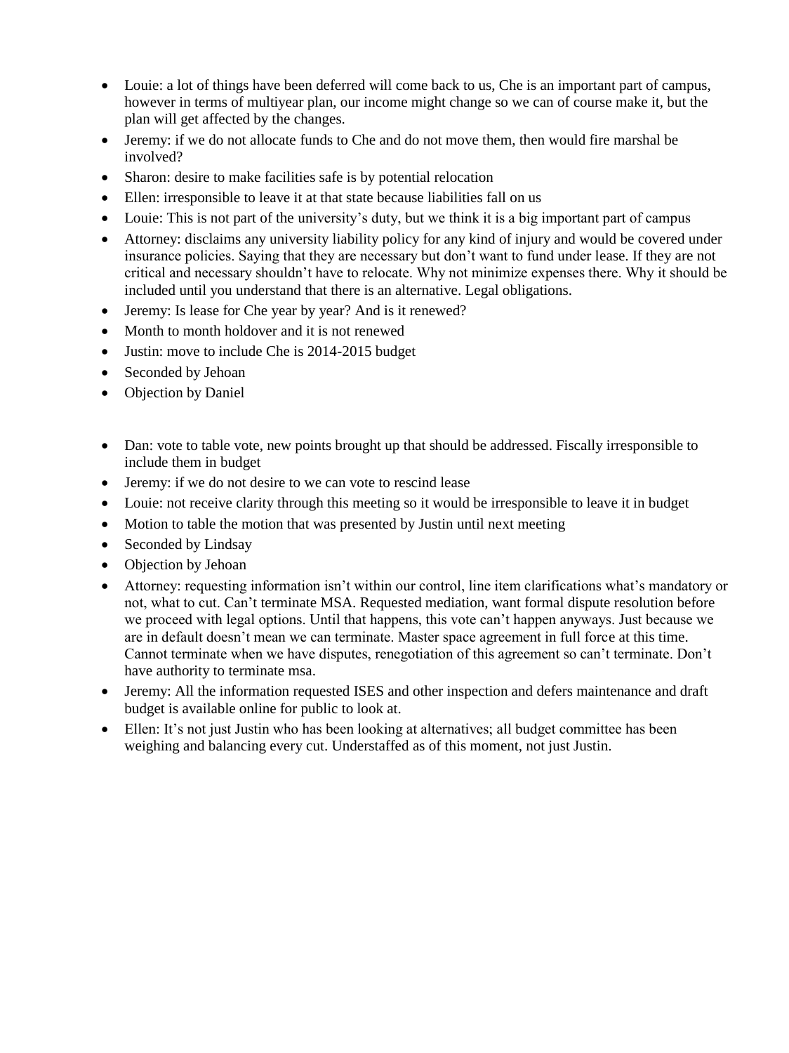- Louie: a lot of things have been deferred will come back to us, Che is an important part of campus, however in terms of multiyear plan, our income might change so we can of course make it, but the plan will get affected by the changes.
- Jeremy: if we do not allocate funds to Che and do not move them, then would fire marshal be involved?
- Sharon: desire to make facilities safe is by potential relocation
- Ellen: irresponsible to leave it at that state because liabilities fall on us
- Louie: This is not part of the university's duty, but we think it is a big important part of campus
- Attorney: disclaims any university liability policy for any kind of injury and would be covered under insurance policies. Saying that they are necessary but don't want to fund under lease. If they are not critical and necessary shouldn't have to relocate. Why not minimize expenses there. Why it should be included until you understand that there is an alternative. Legal obligations.
- Jeremy: Is lease for Che year by year? And is it renewed?
- Month to month holdover and it is not renewed
- Justin: move to include Che is 2014-2015 budget
- Seconded by Jehoan
- Objection by Daniel

- Dan: vote to table vote, new points brought up that should be addressed. Fiscally irresponsible to include them in budget
- Jeremy: if we do not desire to we can vote to rescind lease
- Louie: not receive clarity through this meeting so it would be irresponsible to leave it in budget
- Motion to table the motion that was presented by Justin until next meeting
- Seconded by Lindsay
- Objection by Jehoan
- Attorney: requesting information isn't within our control, line item clarifications what's mandatory or not, what to cut. Can't terminate MSA. Requested mediation, want formal dispute resolution before we proceed with legal options. Until that happens, this vote can't happen anyways. Just because we are in default doesn't mean we can terminate. Master space agreement in full force at this time. Cannot terminate when we have disputes, renegotiation of this agreement so can't terminate. Don't have authority to terminate msa.
- Jeremy: All the information requested ISES and other inspection and defers maintenance and draft budget is available online for public to look at.
- Ellen: It's not just Justin who has been looking at alternatives; all budget committee has been weighing and balancing every cut. Understaffed as of this moment, not just Justin.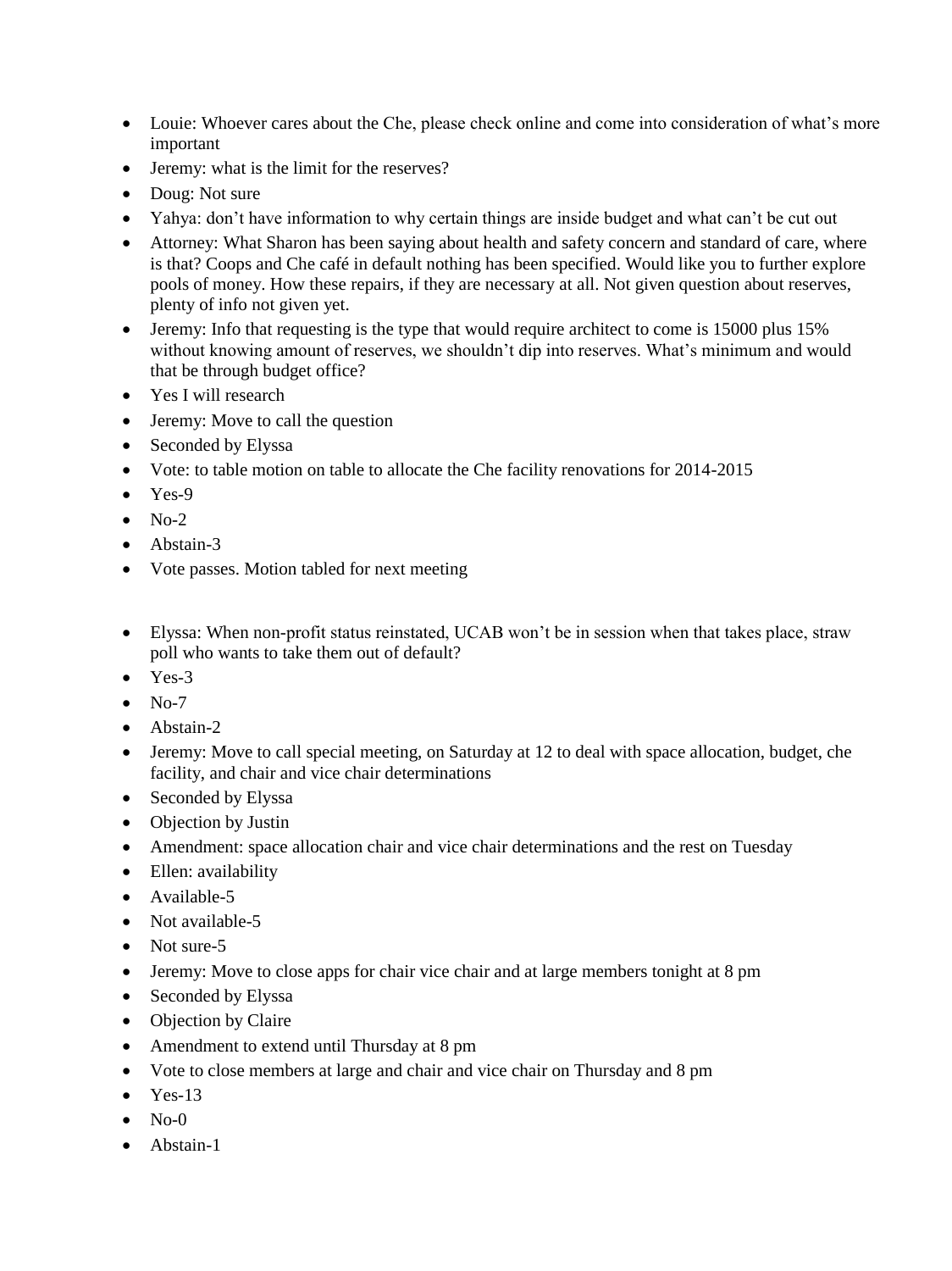- Louie: Whoever cares about the Che, please check online and come into consideration of what's more important
- Jeremy: what is the limit for the reserves?
- Doug: Not sure
- Yahya: don't have information to why certain things are inside budget and what can't be cut out
- Attorney: What Sharon has been saying about health and safety concern and standard of care, where is that? Coops and Che café in default nothing has been specified. Would like you to further explore pools of money. How these repairs, if they are necessary at all. Not given question about reserves, plenty of info not given yet.
- Jeremy: Info that requesting is the type that would require architect to come is 15000 plus 15% without knowing amount of reserves, we shouldn't dip into reserves. What's minimum and would that be through budget office?
- Yes I will research
- Jeremy: Move to call the question
- Seconded by Elyssa
- Vote: to table motion on table to allocate the Che facility renovations for 2014-2015
- Yes-9
- No-2
- Abstain-3
- Vote passes. Motion tabled for next meeting

- Elyssa: When non-profit status reinstated, UCAB won't be in session when that takes place, straw poll who wants to take them out of default?
- Yes-3
- No-7
- Abstain-2
- Jeremy: Move to call special meeting, on Saturday at 12 to deal with space allocation, budget, che facility, and chair and vice chair determinations
- Seconded by Elyssa
- Objection by Justin
- Amendment: space allocation chair and vice chair determinations and the rest on Tuesday
- Ellen: availability
- Available-5
- Not available-5
- Not sure-5
- Jeremy: Move to close apps for chair vice chair and at large members tonight at 8 pm
- Seconded by Elyssa
- Objection by Claire
- Amendment to extend until Thursday at 8 pm
- Vote to close members at large and chair and vice chair on Thursday and 8 pm
- Yes-13
- No-0
- Abstain-1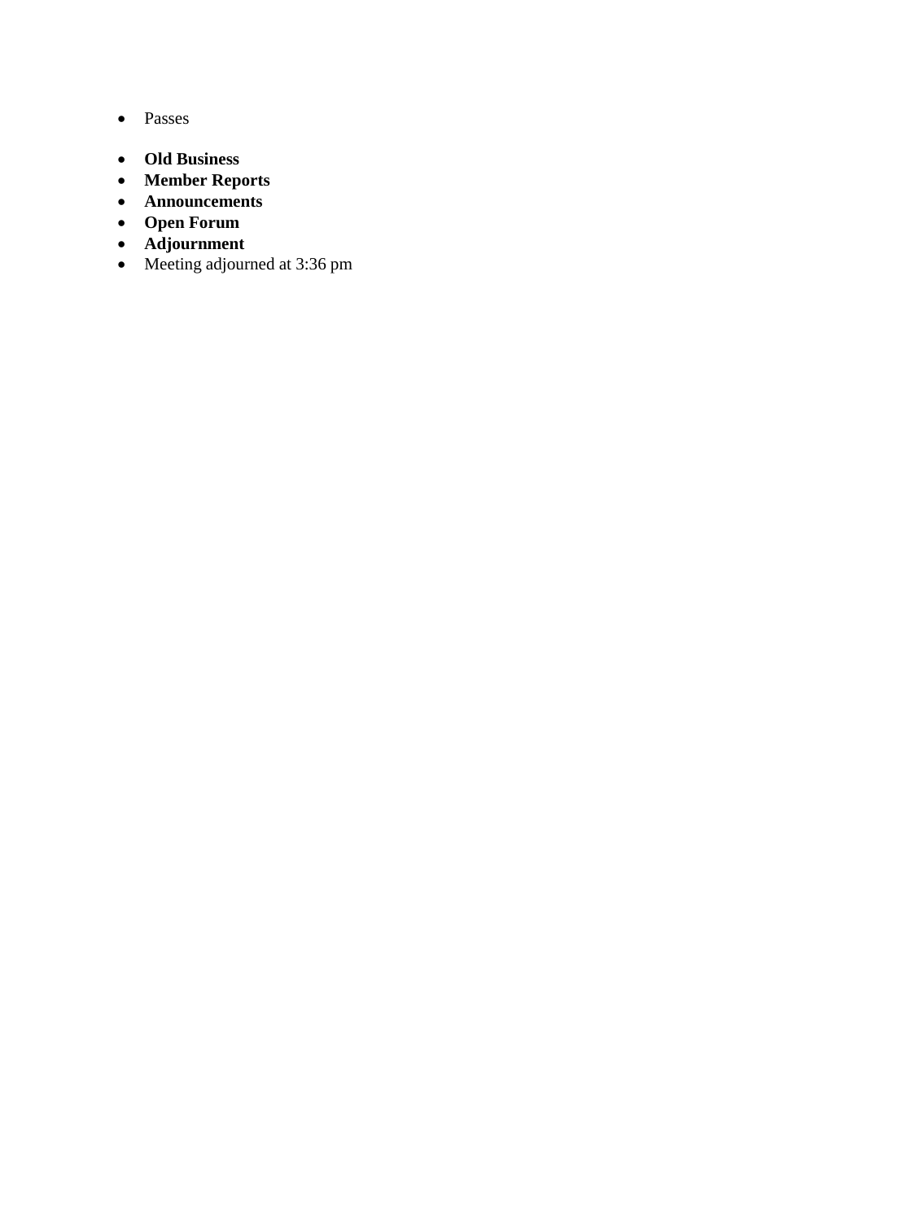- Passes

- **Old Business**
- **Member Reports**
- **Announcements**
- **Open Forum**
- **Adjournment**
- Meeting adjourned at 3:36 pm